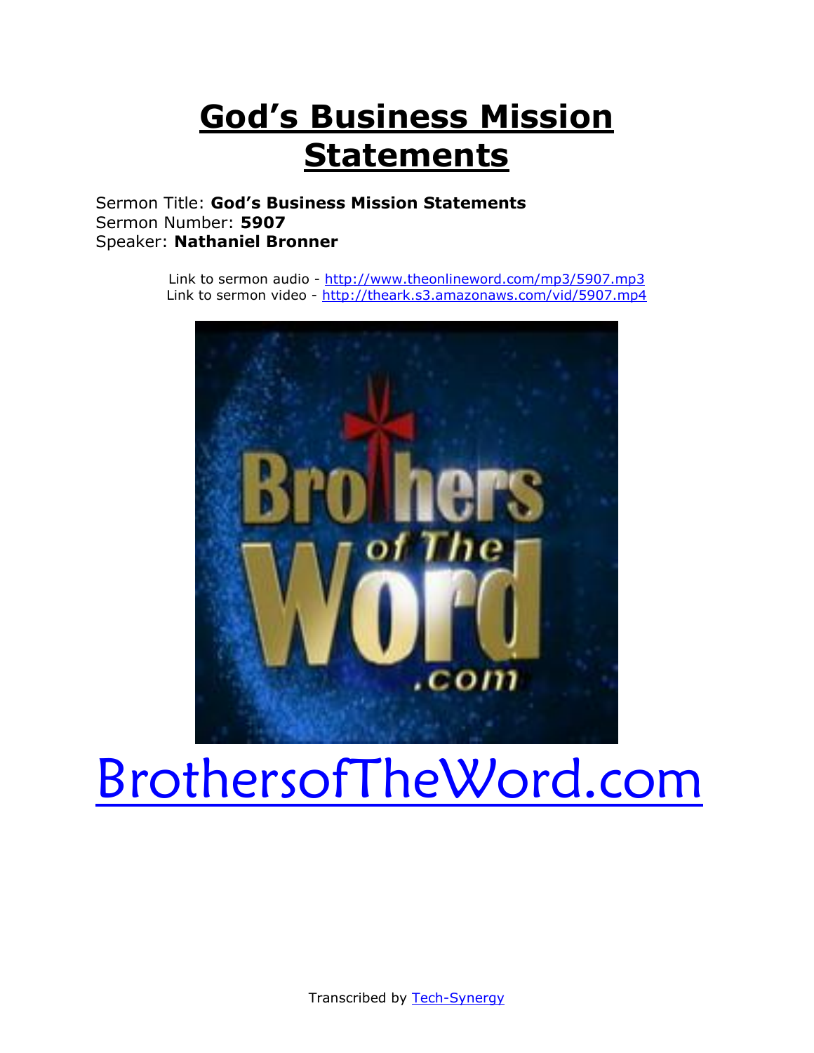# God's Business Mission Statements

Sermon Title: **God's Business Mission Statements**
Sermon Number: **5907**
Speaker: **Nathaniel Bronner**

Link to sermon audio - http://www.theonlineword.com/mp3/5907.mp3
Link to sermon video - http://theark.s3.amazonaws.com/vid/5907.mp4

BrothersofTheWord.com

Transcribed by Tech-Synergy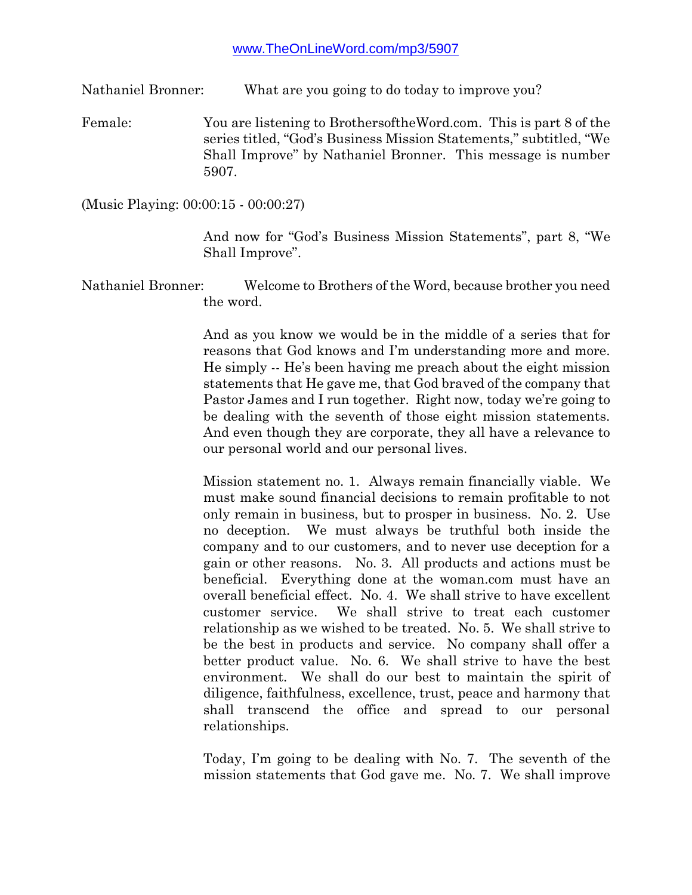www.TheOnLineWord.com/mp3/5907

Nathaniel Bronner: What are you going to do today to improve you?

Female: You are listening to BrothersoftheWord.com. This is part 8 of the series titled, "God's Business Mission Statements," subtitled, "We Shall Improve" by Nathaniel Bronner. This message is number 5907.

(Music Playing: 00:00:15 - 00:00:27)

And now for "God's Business Mission Statements", part 8, "We Shall Improve".

Nathaniel Bronner: Welcome to Brothers of the Word, because brother you need the word.

And as you know we would be in the middle of a series that for reasons that God knows and I'm understanding more and more. He simply -- He's been having me preach about the eight mission statements that He gave me, that God braved of the company that Pastor James and I run together. Right now, today we're going to be dealing with the seventh of those eight mission statements. And even though they are corporate, they all have a relevance to our personal world and our personal lives.

Mission statement no. 1. Always remain financially viable. We must make sound financial decisions to remain profitable to not only remain in business, but to prosper in business. No. 2. Use no deception. We must always be truthful both inside the company and to our customers, and to never use deception for a gain or other reasons. No. 3. All products and actions must be beneficial. Everything done at the woman.com must have an overall beneficial effect. No. 4. We shall strive to have excellent customer service. We shall strive to treat each customer relationship as we wished to be treated. No. 5. We shall strive to be the best in products and service. No company shall offer a better product value. No. 6. We shall strive to have the best environment. We shall do our best to maintain the spirit of diligence, faithfulness, excellence, trust, peace and harmony that shall transcend the office and spread to our personal relationships.

Today, I'm going to be dealing with No. 7. The seventh of the mission statements that God gave me. No. 7. We shall improve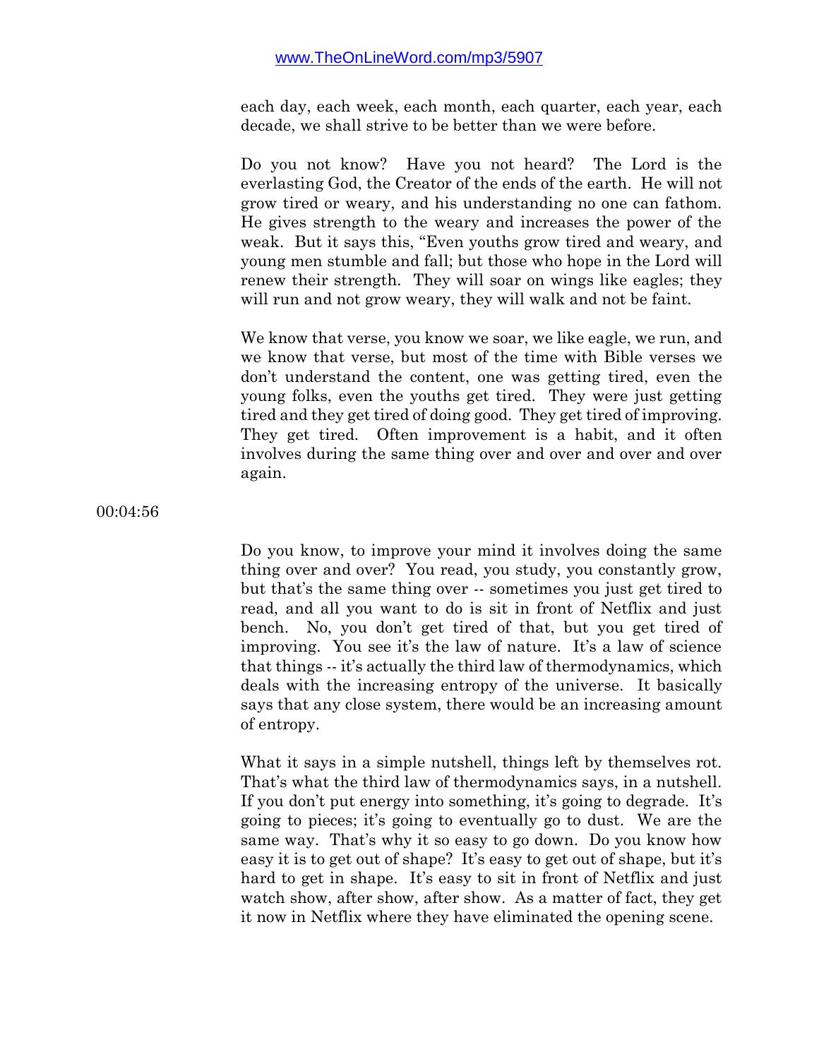each day, each week, each month, each quarter, each year, each decade, we shall strive to be better than we were before.

Do you not know? Have you not heard? The Lord is the everlasting God, the Creator of the ends of the earth. He will not grow tired or weary, and his understanding no one can fathom. He gives strength to the weary and increases the power of the weak. But it says this, "Even youths grow tired and weary, and young men stumble and fall; but those who hope in the Lord will renew their strength. They will soar on wings like eagles; they will run and not grow weary, they will walk and not be faint.

We know that verse, you know we soar, we like eagle, we run, and we know that verse, but most of the time with Bible verses we don't understand the content, one was getting tired, even the young folks, even the youths get tired. They were just getting tired and they get tired of doing good. They get tired of improving. They get tired. Often improvement is a habit, and it often involves during the same thing over and over and over and over again.

00:04:56

Do you know, to improve your mind it involves doing the same thing over and over? You read, you study, you constantly grow, but that's the same thing over -- sometimes you just get tired to read, and all you want to do is sit in front of Netflix and just bench. No, you don't get tired of that, but you get tired of improving. You see it's the law of nature. It's a law of science that things -- it's actually the third law of thermodynamics, which deals with the increasing entropy of the universe. It basically says that any close system, there would be an increasing amount of entropy.

What it says in a simple nutshell, things left by themselves rot. That's what the third law of thermodynamics says, in a nutshell. If you don't put energy into something, it's going to degrade. It's going to pieces; it's going to eventually go to dust. We are the same way. That's why it so easy to go down. Do you know how easy it is to get out of shape? It's easy to get out of shape, but it's hard to get in shape. It's easy to sit in front of Netflix and just watch show, after show, after show. As a matter of fact, they get it now in Netflix where they have eliminated the opening scene.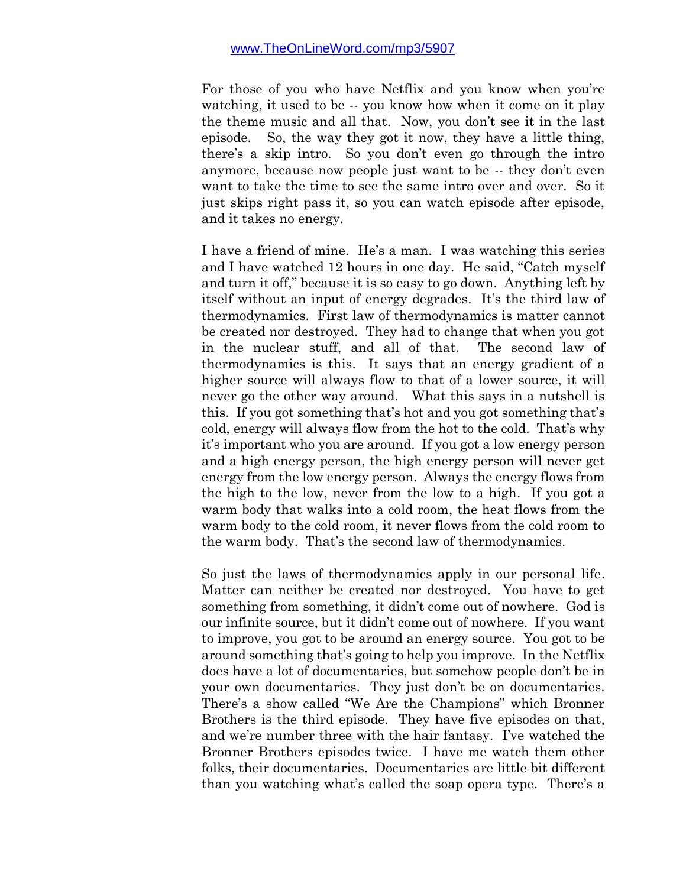For those of you who have Netflix and you know when you're watching, it used to be -- you know how when it come on it play the theme music and all that. Now, you don't see it in the last episode. So, the way they got it now, they have a little thing, there's a skip intro. So you don't even go through the intro anymore, because now people just want to be -- they don't even want to take the time to see the same intro over and over. So it just skips right pass it, so you can watch episode after episode, and it takes no energy.

I have a friend of mine. He's a man. I was watching this series and I have watched 12 hours in one day. He said, "Catch myself and turn it off," because it is so easy to go down. Anything left by itself without an input of energy degrades. It's the third law of thermodynamics. First law of thermodynamics is matter cannot be created nor destroyed. They had to change that when you got in the nuclear stuff, and all of that. The second law of thermodynamics is this. It says that an energy gradient of a higher source will always flow to that of a lower source, it will never go the other way around. What this says in a nutshell is this. If you got something that's hot and you got something that's cold, energy will always flow from the hot to the cold. That's why it's important who you are around. If you got a low energy person and a high energy person, the high energy person will never get energy from the low energy person. Always the energy flows from the high to the low, never from the low to a high. If you got a warm body that walks into a cold room, the heat flows from the warm body to the cold room, it never flows from the cold room to the warm body. That's the second law of thermodynamics.

So just the laws of thermodynamics apply in our personal life. Matter can neither be created nor destroyed. You have to get something from something, it didn't come out of nowhere. God is our infinite source, but it didn't come out of nowhere. If you want to improve, you got to be around an energy source. You got to be around something that's going to help you improve. In the Netflix does have a lot of documentaries, but somehow people don't be in your own documentaries. They just don't be on documentaries. There's a show called "We Are the Champions" which Bronner Brothers is the third episode. They have five episodes on that, and we're number three with the hair fantasy. I've watched the Bronner Brothers episodes twice. I have me watch them other folks, their documentaries. Documentaries are little bit different than you watching what's called the soap opera type. There's a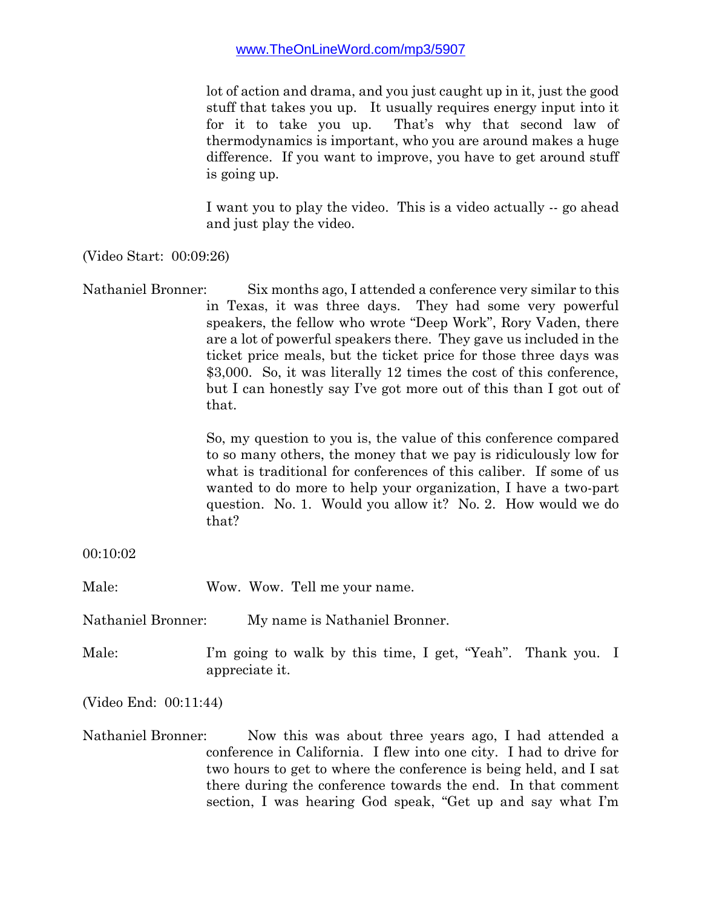lot of action and drama, and you just caught up in it, just the good stuff that takes you up. It usually requires energy input into it for it to take you up. That's why that second law of thermodynamics is important, who you are around makes a huge difference. If you want to improve, you have to get around stuff is going up.

I want you to play the video. This is a video actually -- go ahead and just play the video.

(Video Start: 00:09:26)

Nathaniel Bronner: Six months ago, I attended a conference very similar to this in Texas, it was three days. They had some very powerful speakers, the fellow who wrote "Deep Work", Rory Vaden, there are a lot of powerful speakers there. They gave us included in the ticket price meals, but the ticket price for those three days was $3,000. So, it was literally 12 times the cost of this conference, but I can honestly say I've got more out of this than I got out of that.

So, my question to you is, the value of this conference compared to so many others, the money that we pay is ridiculously low for what is traditional for conferences of this caliber. If some of us wanted to do more to help your organization, I have a two-part question. No. 1. Would you allow it? No. 2. How would we do that?

00:10:02

Male: Wow. Wow. Tell me your name.

Nathaniel Bronner: My name is Nathaniel Bronner.

Male: I'm going to walk by this time, I get, "Yeah". Thank you. I appreciate it.

(Video End: 00:11:44)

Nathaniel Bronner: Now this was about three years ago, I had attended a conference in California. I flew into one city. I had to drive for two hours to get to where the conference is being held, and I sat there during the conference towards the end. In that comment section, I was hearing God speak, "Get up and say what I'm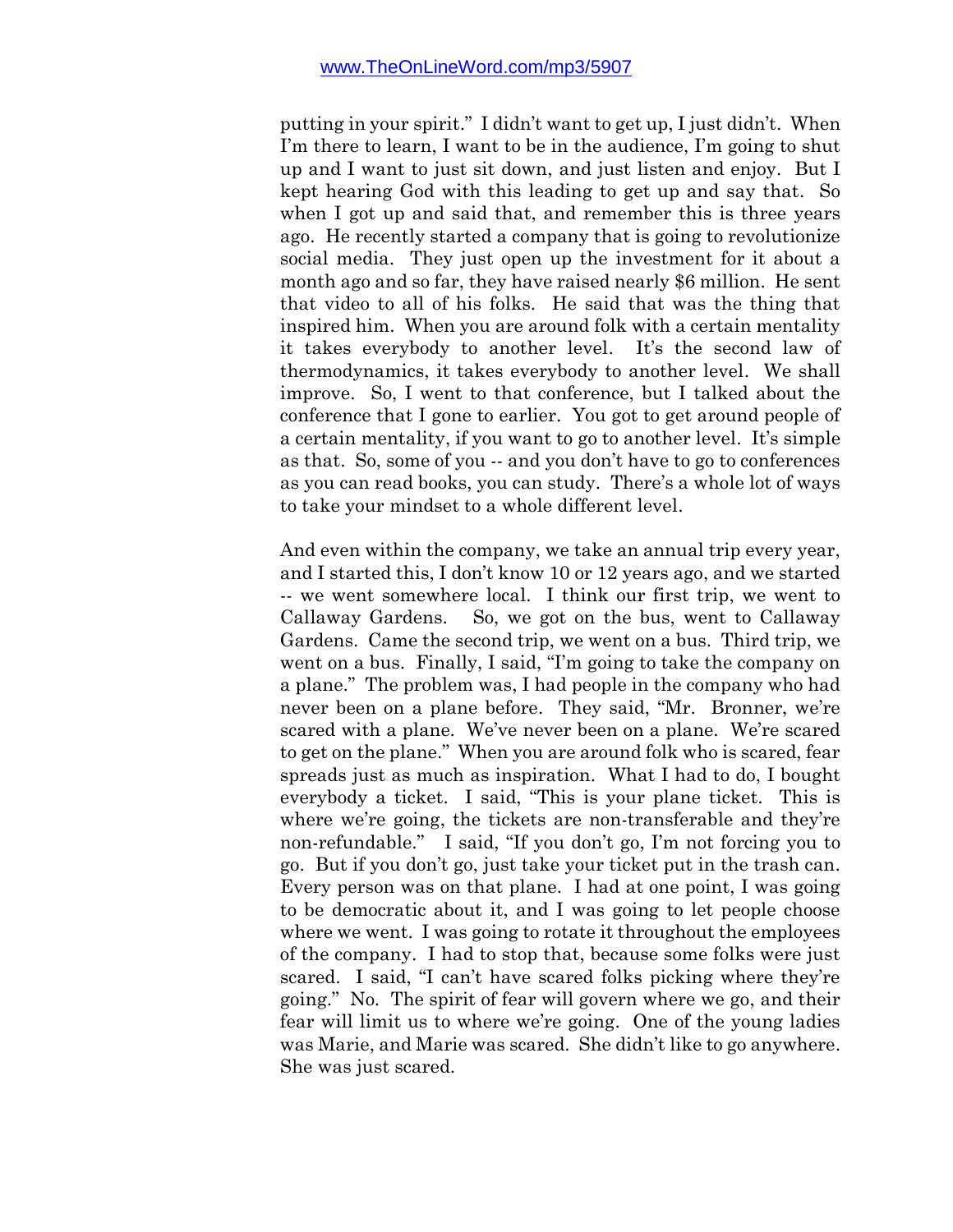putting in your spirit." I didn't want to get up, I just didn't. When I'm there to learn, I want to be in the audience, I'm going to shut up and I want to just sit down, and just listen and enjoy. But I kept hearing God with this leading to get up and say that. So when I got up and said that, and remember this is three years ago. He recently started a company that is going to revolutionize social media. They just open up the investment for it about a month ago and so far, they have raised nearly $6 million. He sent that video to all of his folks. He said that was the thing that inspired him. When you are around folk with a certain mentality it takes everybody to another level. It's the second law of thermodynamics, it takes everybody to another level. We shall improve. So, I went to that conference, but I talked about the conference that I gone to earlier. You got to get around people of a certain mentality, if you want to go to another level. It's simple as that. So, some of you -- and you don't have to go to conferences as you can read books, you can study. There's a whole lot of ways to take your mindset to a whole different level.

And even within the company, we take an annual trip every year, and I started this, I don't know 10 or 12 years ago, and we started -- we went somewhere local. I think our first trip, we went to Callaway Gardens. So, we got on the bus, went to Callaway Gardens. Came the second trip, we went on a bus. Third trip, we went on a bus. Finally, I said, "I'm going to take the company on a plane." The problem was, I had people in the company who had never been on a plane before. They said, "Mr. Bronner, we're scared with a plane. We've never been on a plane. We're scared to get on the plane." When you are around folk who is scared, fear spreads just as much as inspiration. What I had to do, I bought everybody a ticket. I said, "This is your plane ticket. This is where we're going, the tickets are non-transferable and they're non-refundable." I said, "If you don't go, I'm not forcing you to go. But if you don't go, just take your ticket put in the trash can. Every person was on that plane. I had at one point, I was going to be democratic about it, and I was going to let people choose where we went. I was going to rotate it throughout the employees of the company. I had to stop that, because some folks were just scared. I said, "I can't have scared folks picking where they're going." No. The spirit of fear will govern where we go, and their fear will limit us to where we're going. One of the young ladies was Marie, and Marie was scared. She didn't like to go anywhere. She was just scared.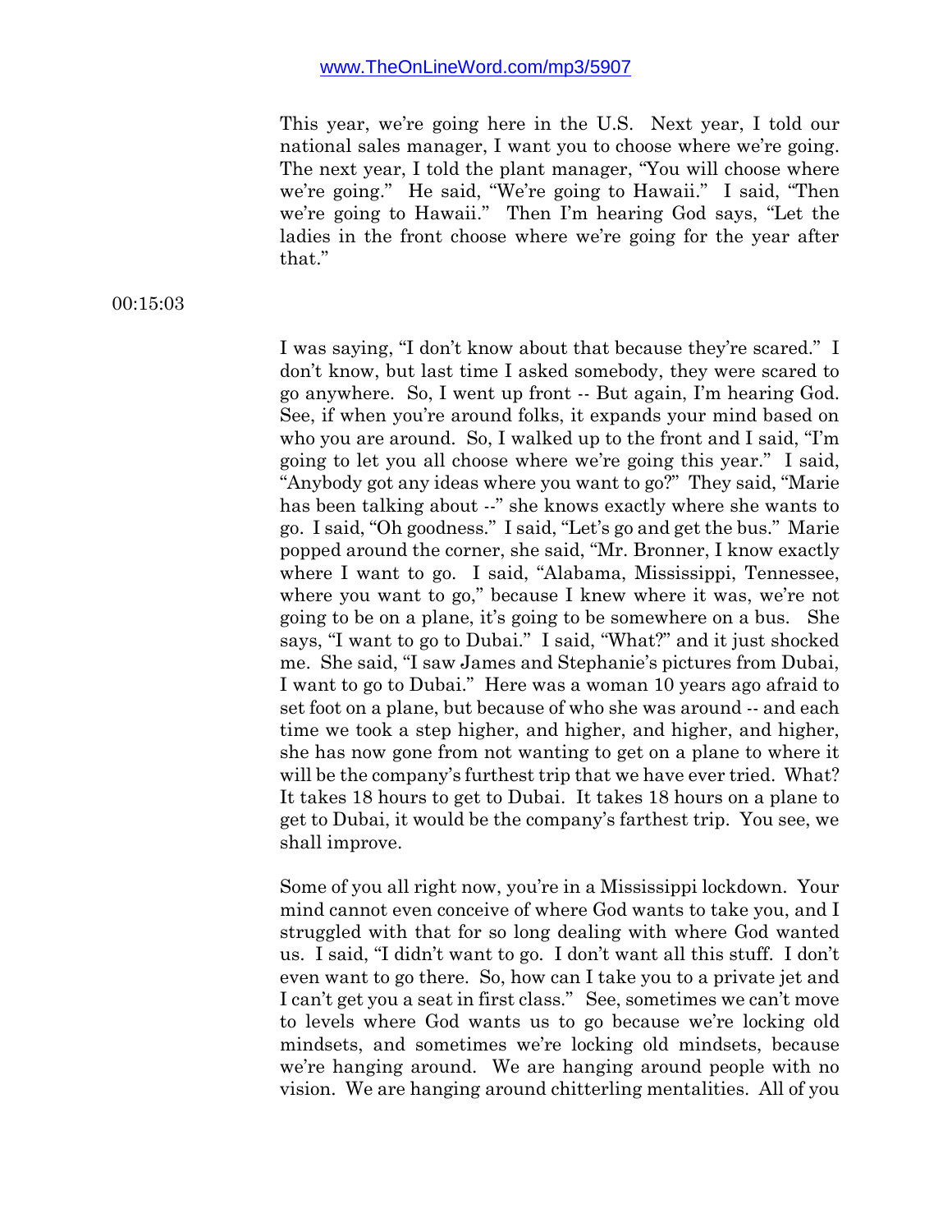This year, we're going here in the U.S. Next year, I told our national sales manager, I want you to choose where we're going. The next year, I told the plant manager, "You will choose where we're going." He said, "We're going to Hawaii." I said, "Then we're going to Hawaii." Then I'm hearing God says, "Let the ladies in the front choose where we're going for the year after that."

00:15:03

I was saying, "I don't know about that because they're scared." I don't know, but last time I asked somebody, they were scared to go anywhere. So, I went up front -- But again, I'm hearing God. See, if when you're around folks, it expands your mind based on who you are around. So, I walked up to the front and I said, "I'm going to let you all choose where we're going this year." I said, "Anybody got any ideas where you want to go?" They said, "Marie has been talking about --" she knows exactly where she wants to go. I said, "Oh goodness." I said, "Let's go and get the bus." Marie popped around the corner, she said, "Mr. Bronner, I know exactly where I want to go. I said, "Alabama, Mississippi, Tennessee, where you want to go," because I knew where it was, we're not going to be on a plane, it's going to be somewhere on a bus. She says, "I want to go to Dubai." I said, "What?" and it just shocked me. She said, "I saw James and Stephanie's pictures from Dubai, I want to go to Dubai." Here was a woman 10 years ago afraid to set foot on a plane, but because of who she was around -- and each time we took a step higher, and higher, and higher, and higher, she has now gone from not wanting to get on a plane to where it will be the company's furthest trip that we have ever tried. What? It takes 18 hours to get to Dubai. It takes 18 hours on a plane to get to Dubai, it would be the company's farthest trip. You see, we shall improve.

Some of you all right now, you're in a Mississippi lockdown. Your mind cannot even conceive of where God wants to take you, and I struggled with that for so long dealing with where God wanted us. I said, "I didn't want to go. I don't want all this stuff. I don't even want to go there. So, how can I take you to a private jet and I can't get you a seat in first class." See, sometimes we can't move to levels where God wants us to go because we're locking old mindsets, and sometimes we're locking old mindsets, because we're hanging around. We are hanging around people with no vision. We are hanging around chitterling mentalities. All of you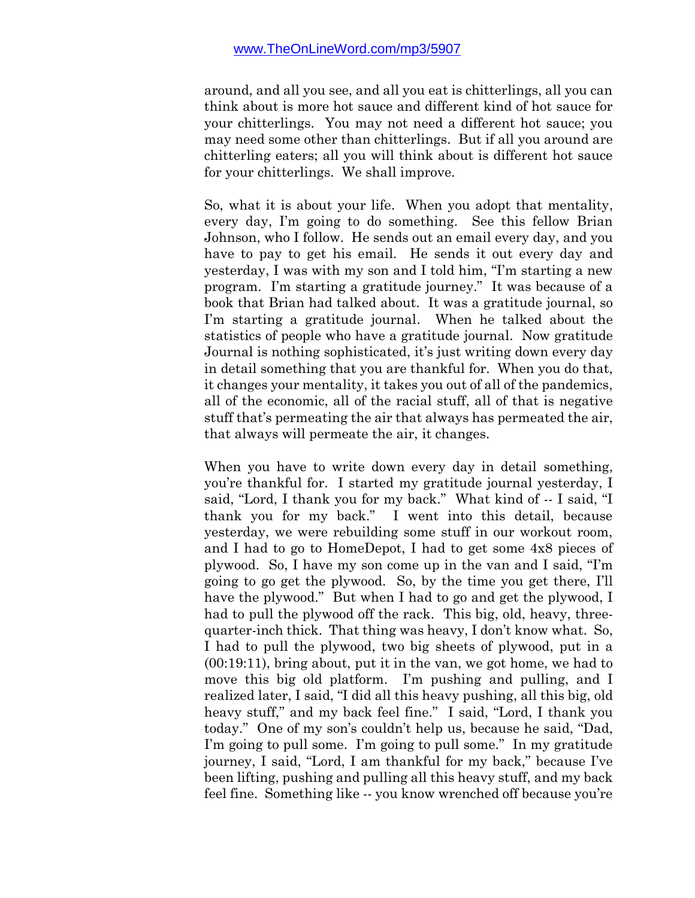around, and all you see, and all you eat is chitterlings, all you can think about is more hot sauce and different kind of hot sauce for your chitterlings. You may not need a different hot sauce; you may need some other than chitterlings. But if all you around are chitterling eaters; all you will think about is different hot sauce for your chitterlings. We shall improve.

So, what it is about your life. When you adopt that mentality, every day, I'm going to do something. See this fellow Brian Johnson, who I follow. He sends out an email every day, and you have to pay to get his email. He sends it out every day and yesterday, I was with my son and I told him, "I'm starting a new program. I'm starting a gratitude journey." It was because of a book that Brian had talked about. It was a gratitude journal, so I'm starting a gratitude journal. When he talked about the statistics of people who have a gratitude journal. Now gratitude Journal is nothing sophisticated, it's just writing down every day in detail something that you are thankful for. When you do that, it changes your mentality, it takes you out of all of the pandemics, all of the economic, all of the racial stuff, all of that is negative stuff that's permeating the air that always has permeated the air, that always will permeate the air, it changes.

When you have to write down every day in detail something, you're thankful for. I started my gratitude journal yesterday, I said, "Lord, I thank you for my back." What kind of -- I said, "I thank you for my back." I went into this detail, because yesterday, we were rebuilding some stuff in our workout room, and I had to go to HomeDepot, I had to get some 4x8 pieces of plywood. So, I have my son come up in the van and I said, "I'm going to go get the plywood. So, by the time you get there, I'll have the plywood." But when I had to go and get the plywood, I had to pull the plywood off the rack. This big, old, heavy, three-quarter-inch thick. That thing was heavy, I don't know what. So, I had to pull the plywood, two big sheets of plywood, put in a (00:19:11), bring about, put it in the van, we got home, we had to move this big old platform. I'm pushing and pulling, and I realized later, I said, "I did all this heavy pushing, all this big, old heavy stuff," and my back feel fine." I said, "Lord, I thank you today." One of my son's couldn't help us, because he said, "Dad, I'm going to pull some. I'm going to pull some." In my gratitude journey, I said, "Lord, I am thankful for my back," because I've been lifting, pushing and pulling all this heavy stuff, and my back feel fine. Something like -- you know wrenched off because you're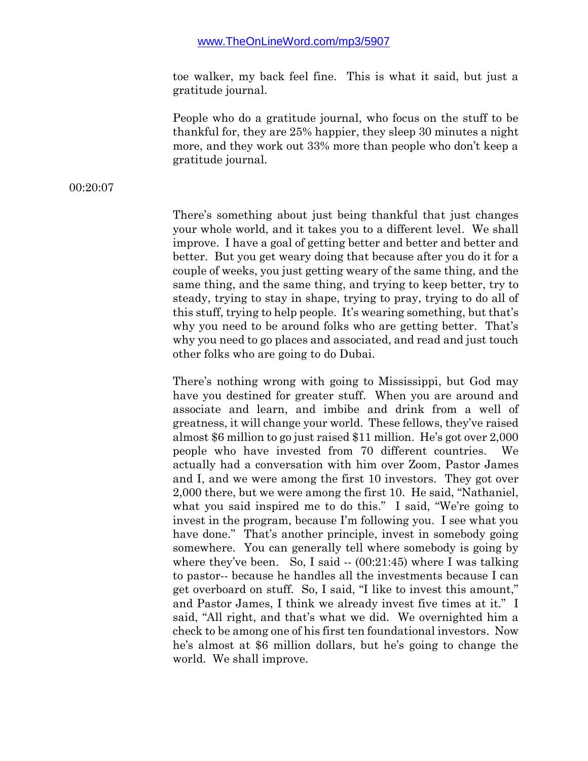toe walker, my back feel fine. This is what it said, but just a gratitude journal.

People who do a gratitude journal, who focus on the stuff to be thankful for, they are 25% happier, they sleep 30 minutes a night more, and they work out 33% more than people who don't keep a gratitude journal.

00:20:07

There's something about just being thankful that just changes your whole world, and it takes you to a different level. We shall improve. I have a goal of getting better and better and better and better. But you get weary doing that because after you do it for a couple of weeks, you just getting weary of the same thing, and the same thing, and the same thing, and trying to keep better, try to steady, trying to stay in shape, trying to pray, trying to do all of this stuff, trying to help people. It's wearing something, but that's why you need to be around folks who are getting better. That's why you need to go places and associated, and read and just touch other folks who are going to do Dubai.

There's nothing wrong with going to Mississippi, but God may have you destined for greater stuff. When you are around and associate and learn, and imbibe and drink from a well of greatness, it will change your world. These fellows, they've raised almost $6 million to go just raised $11 million. He's got over 2,000 people who have invested from 70 different countries. We actually had a conversation with him over Zoom, Pastor James and I, and we were among the first 10 investors. They got over 2,000 there, but we were among the first 10. He said, "Nathaniel, what you said inspired me to do this." I said, "We're going to invest in the program, because I'm following you. I see what you have done." That's another principle, invest in somebody going somewhere. You can generally tell where somebody is going by where they've been. So, I said -- (00:21:45) where I was talking to pastor-- because he handles all the investments because I can get overboard on stuff. So, I said, "I like to invest this amount," and Pastor James, I think we already invest five times at it." I said, "All right, and that's what we did. We overnighted him a check to be among one of his first ten foundational investors. Now he's almost at $6 million dollars, but he's going to change the world. We shall improve.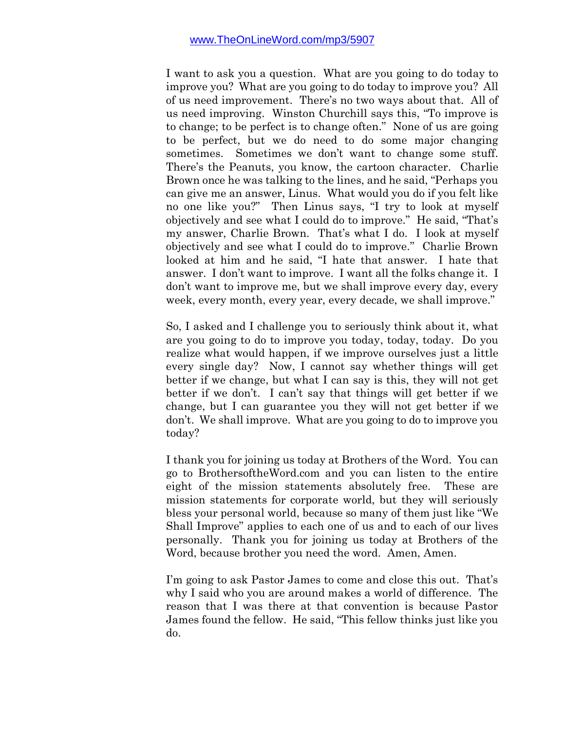I want to ask you a question. What are you going to do today to improve you? What are you going to do today to improve you? All of us need improvement. There's no two ways about that. All of us need improving. Winston Churchill says this, "To improve is to change; to be perfect is to change often." None of us are going to be perfect, but we do need to do some major changing sometimes. Sometimes we don't want to change some stuff. There's the Peanuts, you know, the cartoon character. Charlie Brown once he was talking to the lines, and he said, "Perhaps you can give me an answer, Linus. What would you do if you felt like no one like you?" Then Linus says, "I try to look at myself objectively and see what I could do to improve." He said, "That's my answer, Charlie Brown. That's what I do. I look at myself objectively and see what I could do to improve." Charlie Brown looked at him and he said, "I hate that answer. I hate that answer. I don't want to improve. I want all the folks change it. I don't want to improve me, but we shall improve every day, every week, every month, every year, every decade, we shall improve."

So, I asked and I challenge you to seriously think about it, what are you going to do to improve you today, today, today. Do you realize what would happen, if we improve ourselves just a little every single day? Now, I cannot say whether things will get better if we change, but what I can say is this, they will not get better if we don't. I can't say that things will get better if we change, but I can guarantee you they will not get better if we don't. We shall improve. What are you going to do to improve you today?

I thank you for joining us today at Brothers of the Word. You can go to BrothersoftheWord.com and you can listen to the entire eight of the mission statements absolutely free. These are mission statements for corporate world, but they will seriously bless your personal world, because so many of them just like "We Shall Improve" applies to each one of us and to each of our lives personally. Thank you for joining us today at Brothers of the Word, because brother you need the word. Amen, Amen.

I'm going to ask Pastor James to come and close this out. That's why I said who you are around makes a world of difference. The reason that I was there at that convention is because Pastor James found the fellow. He said, "This fellow thinks just like you do.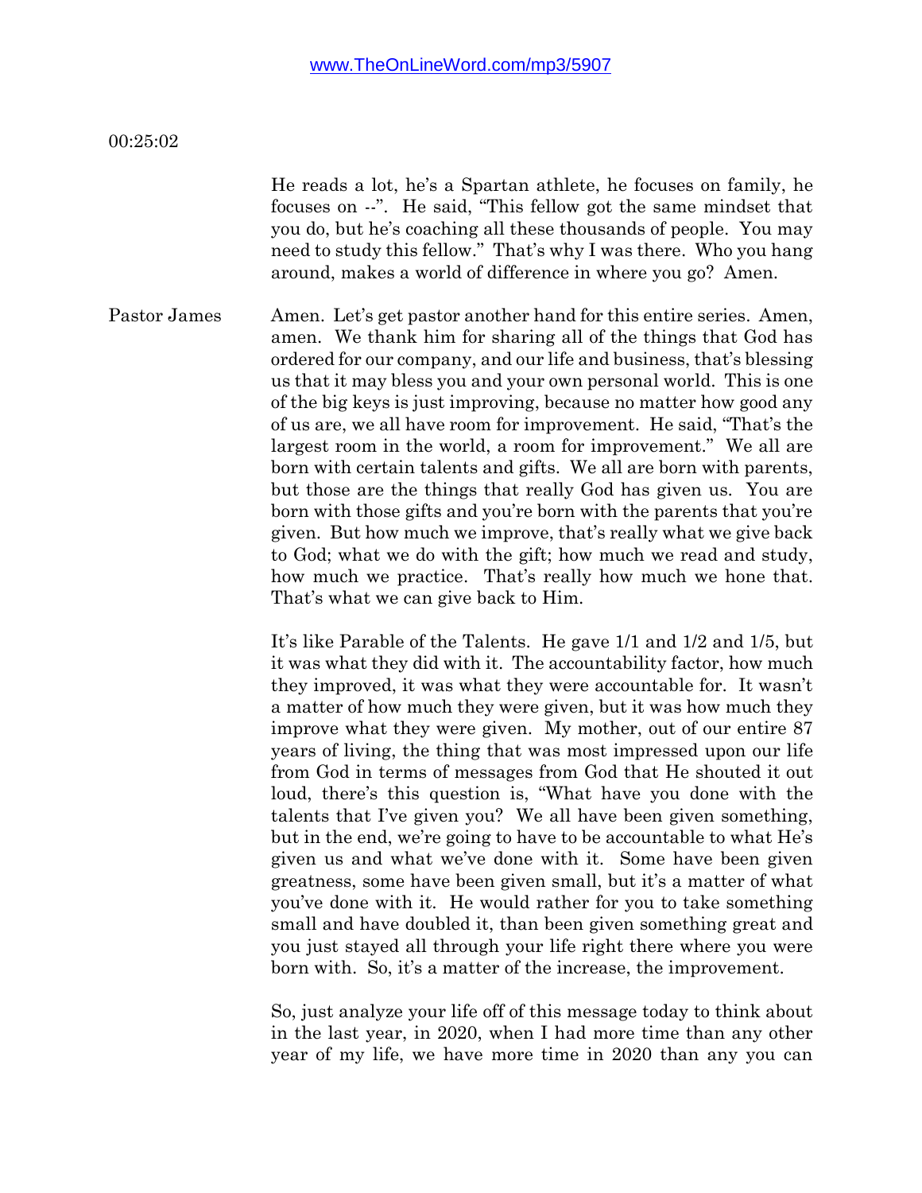www.TheOnLineWord.com/mp3/5907

00:25:02

He reads a lot, he's a Spartan athlete, he focuses on family, he focuses on --". He said, "This fellow got the same mindset that you do, but he's coaching all these thousands of people. You may need to study this fellow." That's why I was there. Who you hang around, makes a world of difference in where you go? Amen.

**Pastor James** Amen. Let's get pastor another hand for this entire series. Amen, amen. We thank him for sharing all of the things that God has ordered for our company, and our life and business, that's blessing us that it may bless you and your own personal world. This is one of the big keys is just improving, because no matter how good any of us are, we all have room for improvement. He said, "That's the largest room in the world, a room for improvement." We all are born with certain talents and gifts. We all are born with parents, but those are the things that really God has given us. You are born with those gifts and you're born with the parents that you're given. But how much we improve, that's really what we give back to God; what we do with the gift; how much we read and study, how much we practice. That's really how much we hone that. That's what we can give back to Him.

It's like Parable of the Talents. He gave 1/1 and 1/2 and 1/5, but it was what they did with it. The accountability factor, how much they improved, it was what they were accountable for. It wasn't a matter of how much they were given, but it was how much they improve what they were given. My mother, out of our entire 87 years of living, the thing that was most impressed upon our life from God in terms of messages from God that He shouted it out loud, there's this question is, "What have you done with the talents that I've given you? We all have been given something, but in the end, we're going to have to be accountable to what He's given us and what we've done with it. Some have been given greatness, some have been given small, but it's a matter of what you've done with it. He would rather for you to take something small and have doubled it, than been given something great and you just stayed all through your life right there where you were born with. So, it's a matter of the increase, the improvement.

So, just analyze your life off of this message today to think about in the last year, in 2020, when I had more time than any other year of my life, we have more time in 2020 than any you can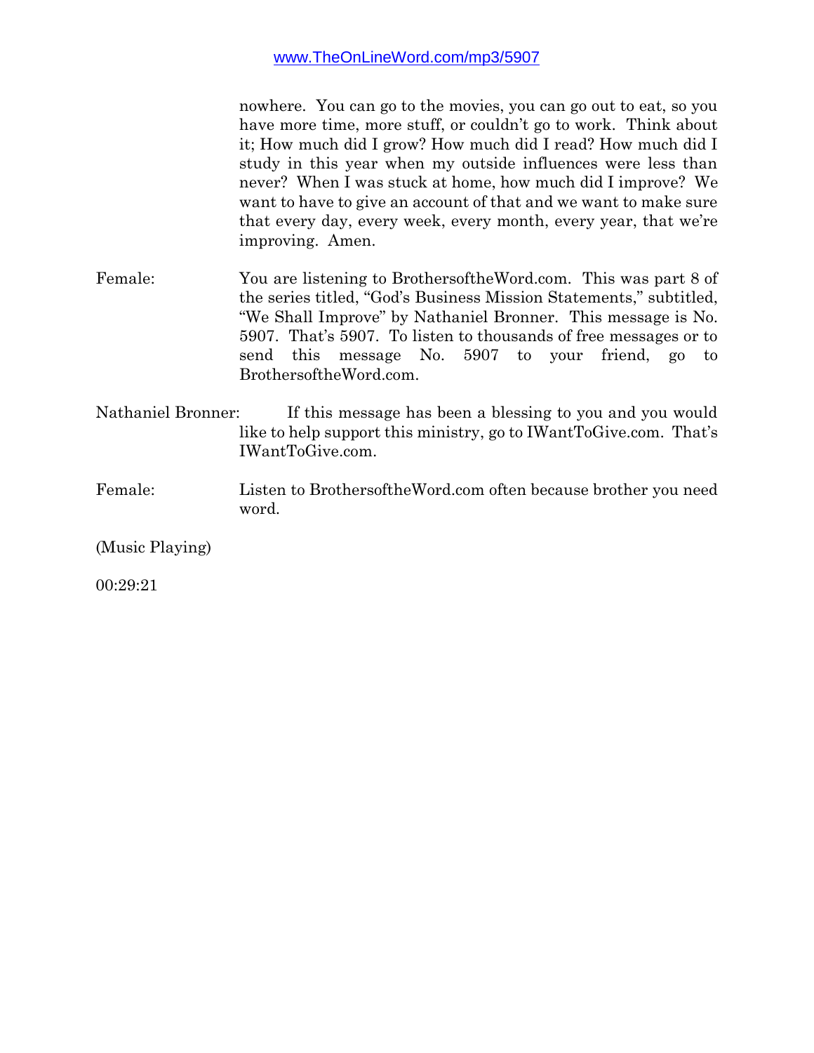nowhere. You can go to the movies, you can go out to eat, so you have more time, more stuff, or couldn't go to work. Think about it; How much did I grow? How much did I read? How much did I study in this year when my outside influences were less than never? When I was stuck at home, how much did I improve? We want to have to give an account of that and we want to make sure that every day, every week, every month, every year, that we're improving. Amen.

Female: You are listening to BrothersoftheWord.com. This was part 8 of the series titled, "God's Business Mission Statements," subtitled, "We Shall Improve" by Nathaniel Bronner. This message is No. 5907. That's 5907. To listen to thousands of free messages or to send this message No. 5907 to your friend, go to BrothersoftheWord.com.

Nathaniel Bronner: If this message has been a blessing to you and you would like to help support this ministry, go to IWantToGive.com. That's IWantToGive.com.

Female: Listen to BrothersoftheWord.com often because brother you need word.

(Music Playing)

00:29:21